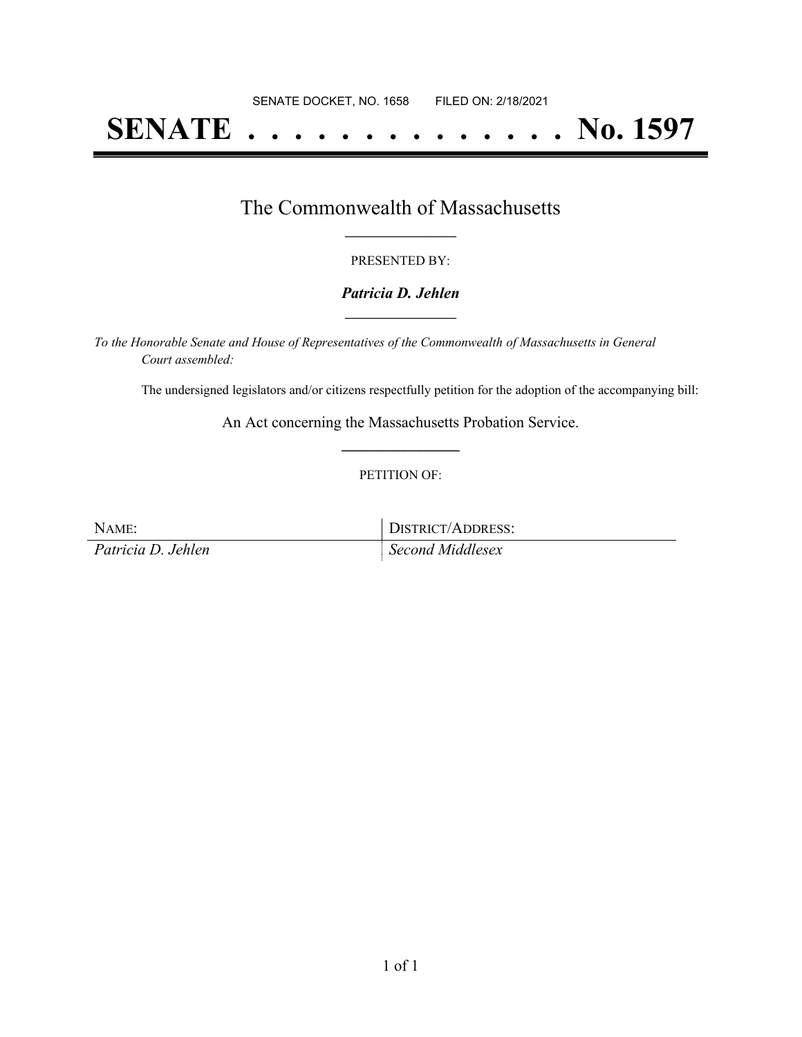SENATE DOCKET, NO. 1658 FILED ON: 2/18/2021

# SENATE . . . . . . . . . . . . . . No. 1597

## The Commonwealth of Massachusetts

PRESENTED BY:

***Patricia D. Jehlen***

*To the Honorable Senate and House of Representatives of the Commonwealth of Massachusetts in General Court assembled:*

The undersigned legislators and/or citizens respectfully petition for the adoption of the accompanying bill:

An Act concerning the Massachusetts Probation Service.

PETITION OF:

| NAME: | DISTRICT/ADDRESS: |
| --- | --- |
| *Patricia D. Jehlen* | *Second Middlesex* |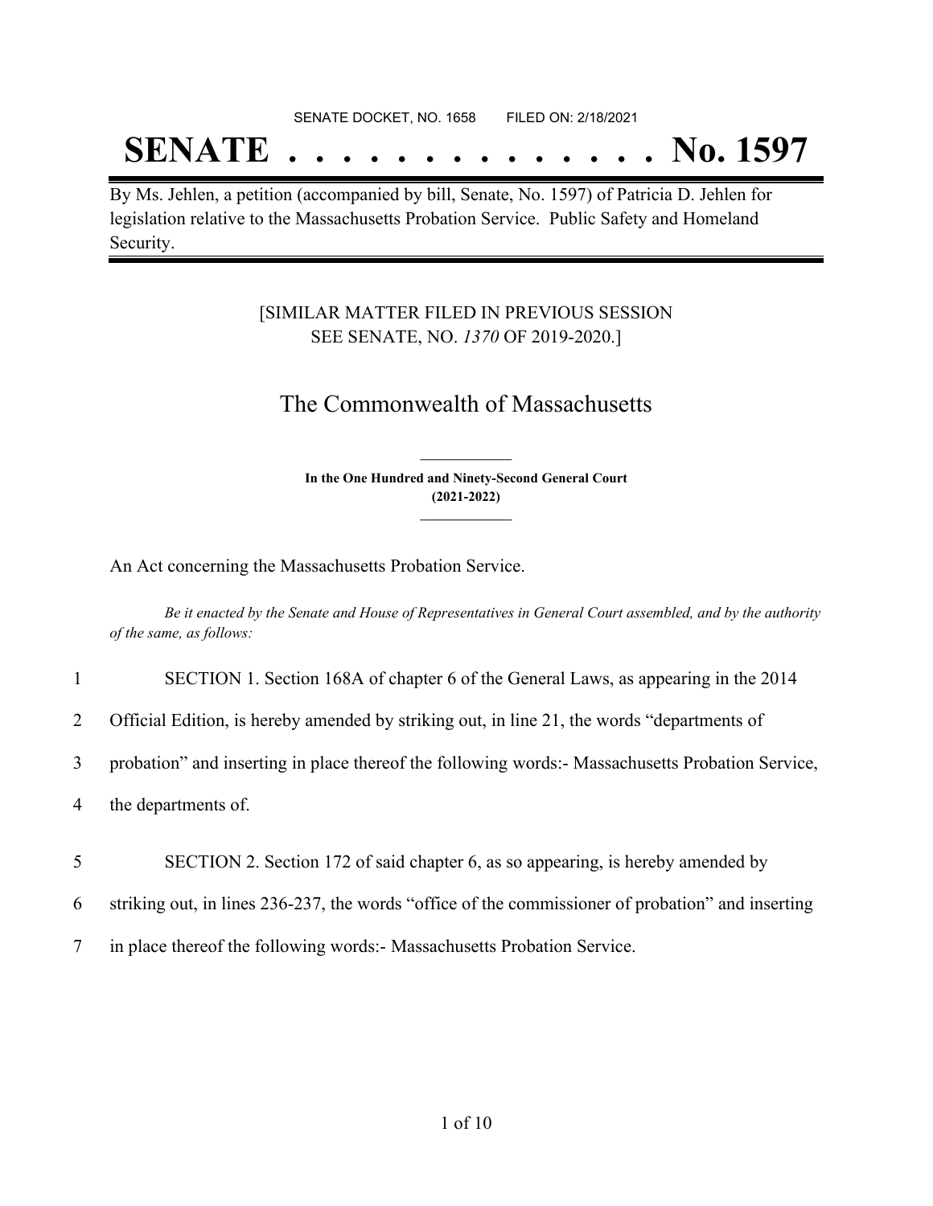SENATE DOCKET, NO. 1658 FILED ON: 2/18/2021

# SENATE . . . . . . . . . . . . . . No. 1597

By Ms. Jehlen, a petition (accompanied by bill, Senate, No. 1597) of Patricia D. Jehlen for legislation relative to the Massachusetts Probation Service. Public Safety and Homeland Security.

[SIMILAR MATTER FILED IN PREVIOUS SESSION SEE SENATE, NO. *1370* OF 2019-2020.]

## The Commonwealth of Massachusetts

**In the One Hundred and Ninety-Second General Court (2021-2022)**

An Act concerning the Massachusetts Probation Service.

*Be it enacted by the Senate and House of Representatives in General Court assembled, and by the authority of the same, as follows:*

1 SECTION 1. Section 168A of chapter 6 of the General Laws, as appearing in the 2014
2 Official Edition, is hereby amended by striking out, in line 21, the words "departments of
3 probation" and inserting in place thereof the following words:- Massachusetts Probation Service,
4 the departments of.

5 SECTION 2. Section 172 of said chapter 6, as so appearing, is hereby amended by
6 striking out, in lines 236-237, the words "office of the commissioner of probation" and inserting
7 in place thereof the following words:- Massachusetts Probation Service.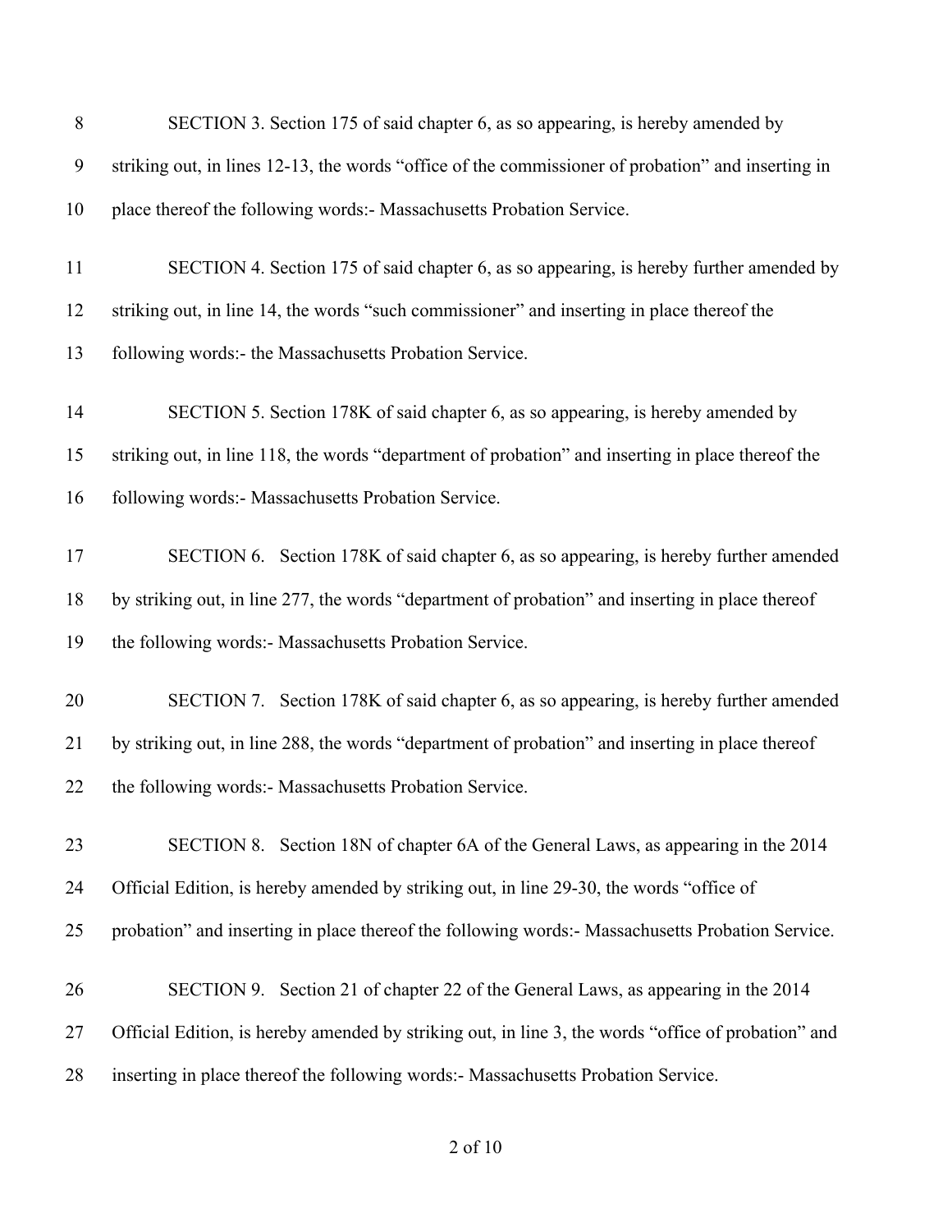SECTION 3. Section 175 of said chapter 6, as so appearing, is hereby amended by striking out, in lines 12-13, the words "office of the commissioner of probation" and inserting in place thereof the following words:- Massachusetts Probation Service.

SECTION 4. Section 175 of said chapter 6, as so appearing, is hereby further amended by striking out, in line 14, the words "such commissioner" and inserting in place thereof the following words:- the Massachusetts Probation Service.

SECTION 5. Section 178K of said chapter 6, as so appearing, is hereby amended by striking out, in line 118, the words "department of probation" and inserting in place thereof the following words:- Massachusetts Probation Service.

SECTION 6. Section 178K of said chapter 6, as so appearing, is hereby further amended by striking out, in line 277, the words "department of probation" and inserting in place thereof the following words:- Massachusetts Probation Service.

SECTION 7. Section 178K of said chapter 6, as so appearing, is hereby further amended by striking out, in line 288, the words "department of probation" and inserting in place thereof the following words:- Massachusetts Probation Service.

SECTION 8. Section 18N of chapter 6A of the General Laws, as appearing in the 2014 Official Edition, is hereby amended by striking out, in line 29-30, the words "office of probation" and inserting in place thereof the following words:- Massachusetts Probation Service.

SECTION 9. Section 21 of chapter 22 of the General Laws, as appearing in the 2014 Official Edition, is hereby amended by striking out, in line 3, the words "office of probation" and inserting in place thereof the following words:- Massachusetts Probation Service.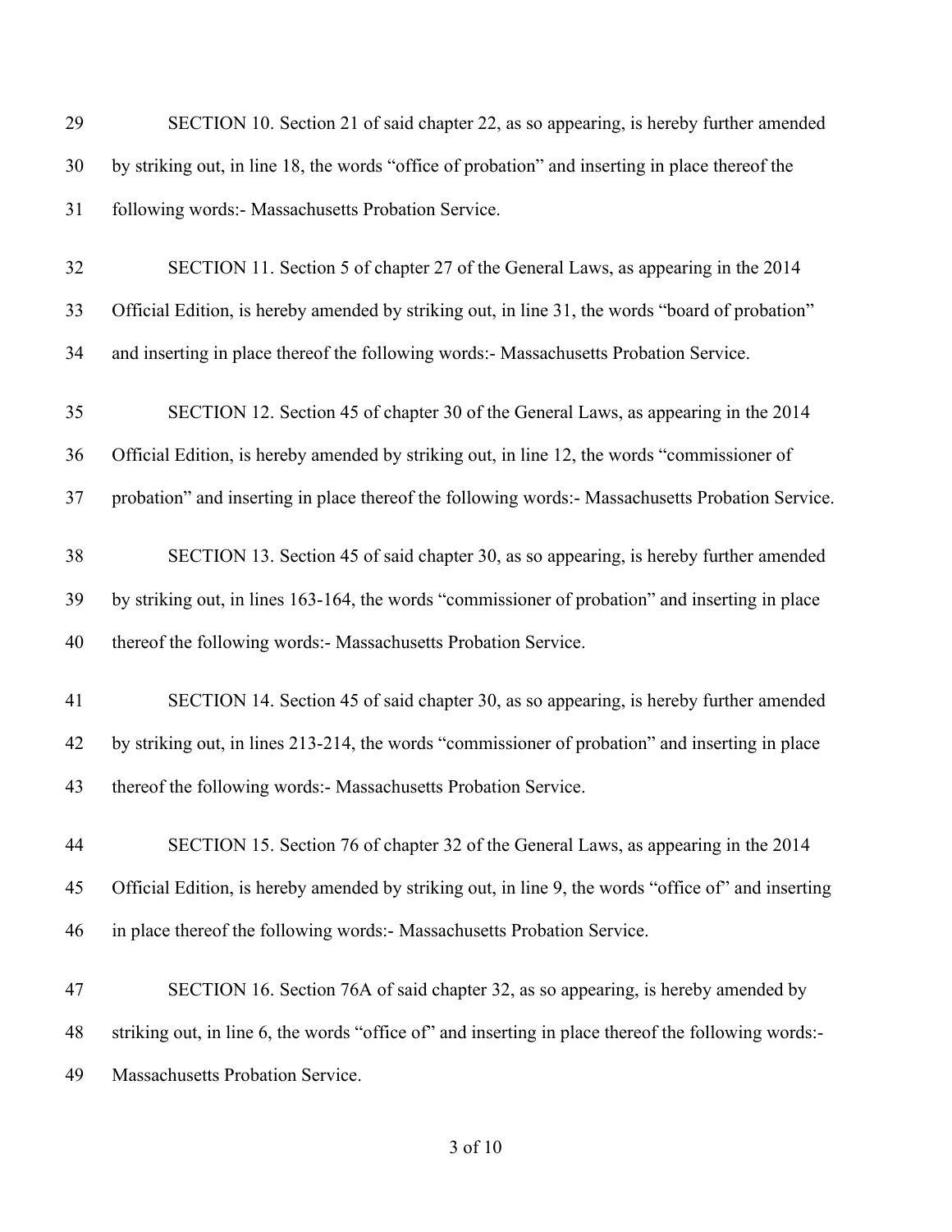29 SECTION 10. Section 21 of said chapter 22, as so appearing, is hereby further amended

30 by striking out, in line 18, the words "office of probation" and inserting in place thereof the

31 following words:- Massachusetts Probation Service.

32 SECTION 11. Section 5 of chapter 27 of the General Laws, as appearing in the 2014

33 Official Edition, is hereby amended by striking out, in line 31, the words "board of probation"

34 and inserting in place thereof the following words:- Massachusetts Probation Service.

35 SECTION 12. Section 45 of chapter 30 of the General Laws, as appearing in the 2014

36 Official Edition, is hereby amended by striking out, in line 12, the words "commissioner of

37 probation" and inserting in place thereof the following words:- Massachusetts Probation Service.

38 SECTION 13. Section 45 of said chapter 30, as so appearing, is hereby further amended

39 by striking out, in lines 163-164, the words "commissioner of probation" and inserting in place

40 thereof the following words:- Massachusetts Probation Service.

41 SECTION 14. Section 45 of said chapter 30, as so appearing, is hereby further amended

42 by striking out, in lines 213-214, the words "commissioner of probation" and inserting in place

43 thereof the following words:- Massachusetts Probation Service.

44 SECTION 15. Section 76 of chapter 32 of the General Laws, as appearing in the 2014

45 Official Edition, is hereby amended by striking out, in line 9, the words "office of" and inserting

46 in place thereof the following words:- Massachusetts Probation Service.

47 SECTION 16. Section 76A of said chapter 32, as so appearing, is hereby amended by

48 striking out, in line 6, the words "office of" and inserting in place thereof the following words:-

49 Massachusetts Probation Service.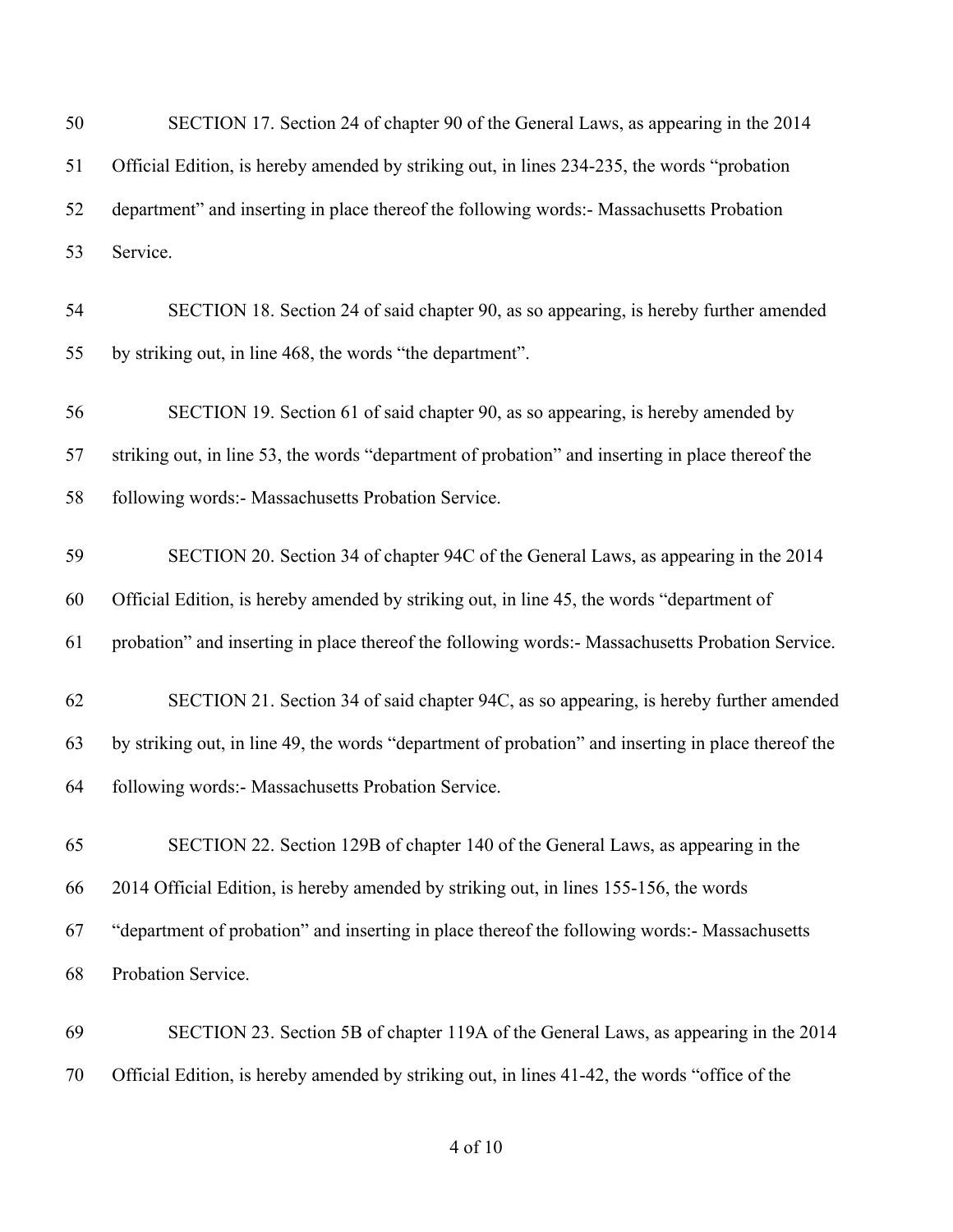SECTION 17. Section 24 of chapter 90 of the General Laws, as appearing in the 2014 Official Edition, is hereby amended by striking out, in lines 234-235, the words "probation department" and inserting in place thereof the following words:- Massachusetts Probation Service.

SECTION 18. Section 24 of said chapter 90, as so appearing, is hereby further amended by striking out, in line 468, the words "the department".

SECTION 19. Section 61 of said chapter 90, as so appearing, is hereby amended by striking out, in line 53, the words "department of probation" and inserting in place thereof the following words:- Massachusetts Probation Service.

SECTION 20. Section 34 of chapter 94C of the General Laws, as appearing in the 2014 Official Edition, is hereby amended by striking out, in line 45, the words "department of probation" and inserting in place thereof the following words:- Massachusetts Probation Service.

SECTION 21. Section 34 of said chapter 94C, as so appearing, is hereby further amended by striking out, in line 49, the words "department of probation" and inserting in place thereof the following words:- Massachusetts Probation Service.

SECTION 22. Section 129B of chapter 140 of the General Laws, as appearing in the 2014 Official Edition, is hereby amended by striking out, in lines 155-156, the words "department of probation" and inserting in place thereof the following words:- Massachusetts Probation Service.

SECTION 23. Section 5B of chapter 119A of the General Laws, as appearing in the 2014 Official Edition, is hereby amended by striking out, in lines 41-42, the words "office of the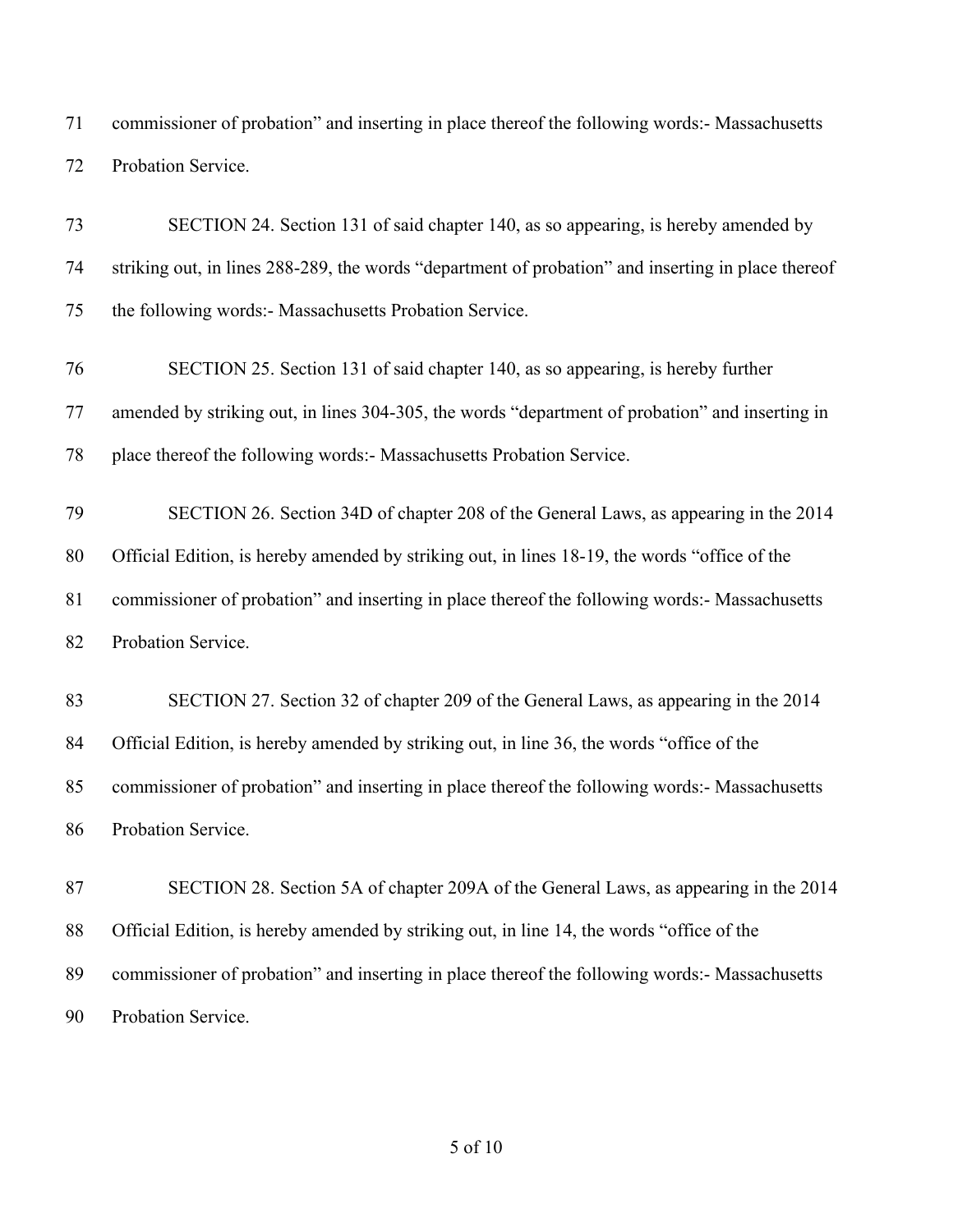commissioner of probation" and inserting in place thereof the following words:- Massachusetts Probation Service.

SECTION 24. Section 131 of said chapter 140, as so appearing, is hereby amended by striking out, in lines 288-289, the words "department of probation" and inserting in place thereof the following words:- Massachusetts Probation Service.

SECTION 25. Section 131 of said chapter 140, as so appearing, is hereby further amended by striking out, in lines 304-305, the words "department of probation" and inserting in place thereof the following words:- Massachusetts Probation Service.

SECTION 26. Section 34D of chapter 208 of the General Laws, as appearing in the 2014 Official Edition, is hereby amended by striking out, in lines 18-19, the words "office of the commissioner of probation" and inserting in place thereof the following words:- Massachusetts Probation Service.

SECTION 27. Section 32 of chapter 209 of the General Laws, as appearing in the 2014 Official Edition, is hereby amended by striking out, in line 36, the words "office of the commissioner of probation" and inserting in place thereof the following words:- Massachusetts Probation Service.

SECTION 28. Section 5A of chapter 209A of the General Laws, as appearing in the 2014 Official Edition, is hereby amended by striking out, in line 14, the words "office of the commissioner of probation" and inserting in place thereof the following words:- Massachusetts Probation Service.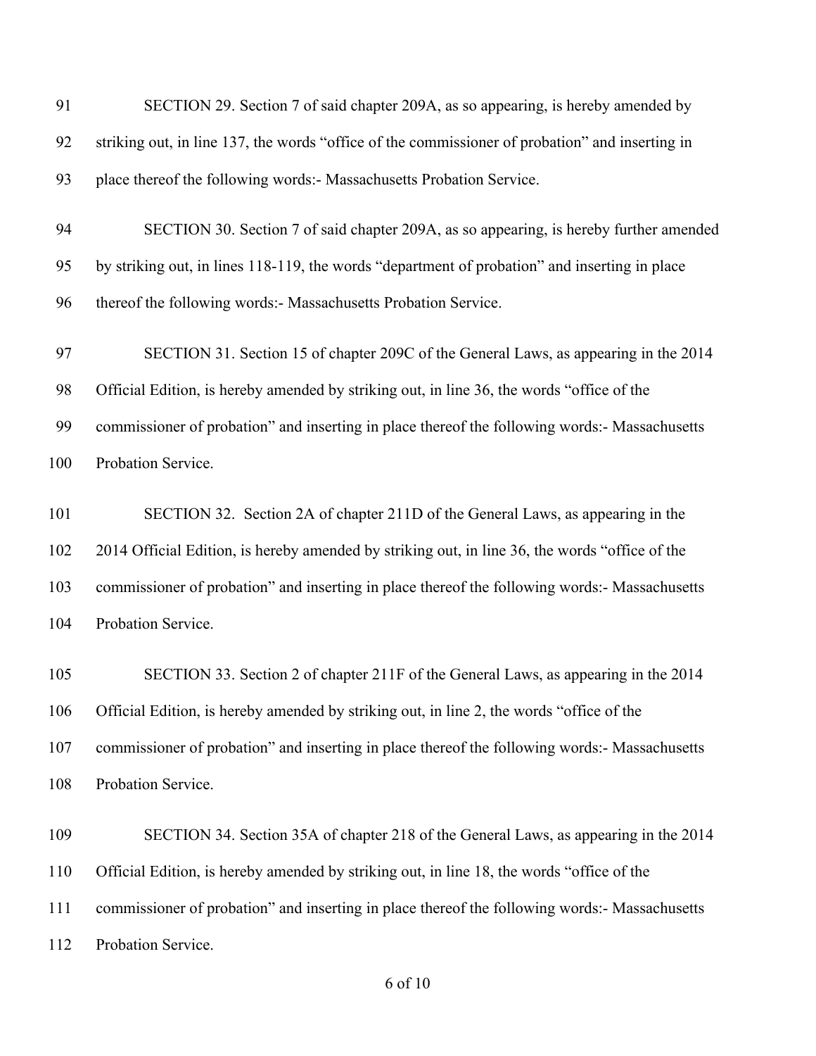SECTION 29. Section 7 of said chapter 209A, as so appearing, is hereby amended by striking out, in line 137, the words "office of the commissioner of probation" and inserting in place thereof the following words:- Massachusetts Probation Service.

SECTION 30. Section 7 of said chapter 209A, as so appearing, is hereby further amended by striking out, in lines 118-119, the words "department of probation" and inserting in place thereof the following words:- Massachusetts Probation Service.

SECTION 31. Section 15 of chapter 209C of the General Laws, as appearing in the 2014 Official Edition, is hereby amended by striking out, in line 36, the words "office of the commissioner of probation" and inserting in place thereof the following words:- Massachusetts Probation Service.

SECTION 32. Section 2A of chapter 211D of the General Laws, as appearing in the 2014 Official Edition, is hereby amended by striking out, in line 36, the words "office of the commissioner of probation" and inserting in place thereof the following words:- Massachusetts Probation Service.

SECTION 33. Section 2 of chapter 211F of the General Laws, as appearing in the 2014 Official Edition, is hereby amended by striking out, in line 2, the words "office of the commissioner of probation" and inserting in place thereof the following words:- Massachusetts Probation Service.

SECTION 34. Section 35A of chapter 218 of the General Laws, as appearing in the 2014 Official Edition, is hereby amended by striking out, in line 18, the words "office of the commissioner of probation" and inserting in place thereof the following words:- Massachusetts Probation Service.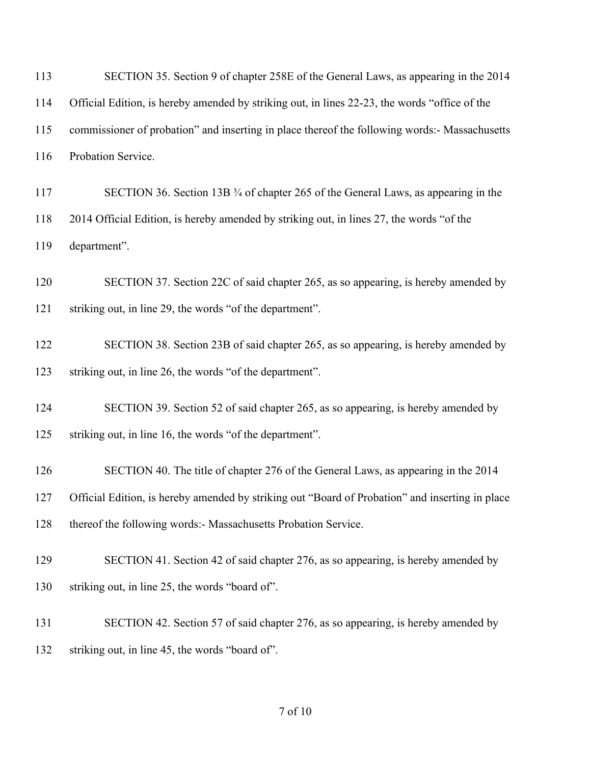SECTION 35. Section 9 of chapter 258E of the General Laws, as appearing in the 2014 Official Edition, is hereby amended by striking out, in lines 22-23, the words "office of the commissioner of probation" and inserting in place thereof the following words:- Massachusetts Probation Service.

SECTION 36. Section 13B ¾ of chapter 265 of the General Laws, as appearing in the 2014 Official Edition, is hereby amended by striking out, in lines 27, the words "of the department".

SECTION 37. Section 22C of said chapter 265, as so appearing, is hereby amended by striking out, in line 29, the words "of the department".

SECTION 38. Section 23B of said chapter 265, as so appearing, is hereby amended by striking out, in line 26, the words "of the department".

SECTION 39. Section 52 of said chapter 265, as so appearing, is hereby amended by striking out, in line 16, the words "of the department".

SECTION 40. The title of chapter 276 of the General Laws, as appearing in the 2014 Official Edition, is hereby amended by striking out "Board of Probation" and inserting in place thereof the following words:- Massachusetts Probation Service.

SECTION 41. Section 42 of said chapter 276, as so appearing, is hereby amended by striking out, in line 25, the words "board of".

SECTION 42. Section 57 of said chapter 276, as so appearing, is hereby amended by striking out, in line 45, the words "board of".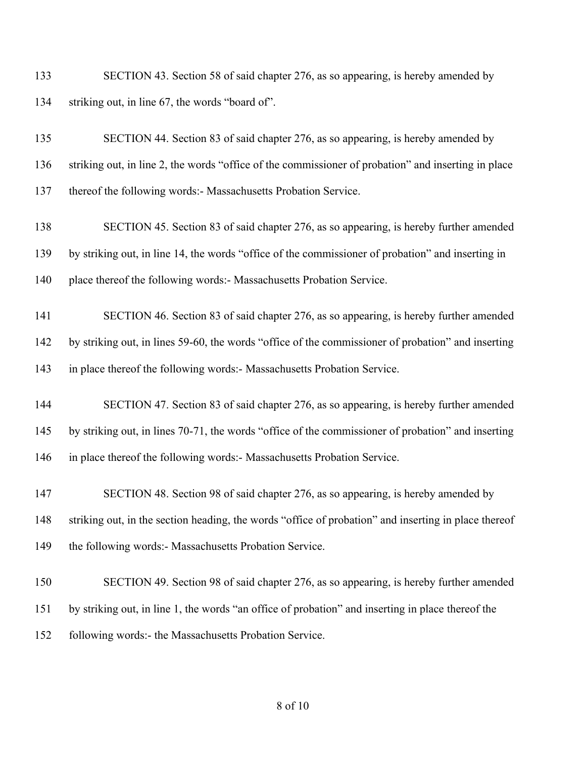SECTION 43. Section 58 of said chapter 276, as so appearing, is hereby amended by striking out, in line 67, the words "board of".

SECTION 44. Section 83 of said chapter 276, as so appearing, is hereby amended by striking out, in line 2, the words "office of the commissioner of probation" and inserting in place thereof the following words:- Massachusetts Probation Service.

SECTION 45. Section 83 of said chapter 276, as so appearing, is hereby further amended by striking out, in line 14, the words "office of the commissioner of probation" and inserting in place thereof the following words:- Massachusetts Probation Service.

SECTION 46. Section 83 of said chapter 276, as so appearing, is hereby further amended by striking out, in lines 59-60, the words "office of the commissioner of probation" and inserting in place thereof the following words:- Massachusetts Probation Service.

SECTION 47. Section 83 of said chapter 276, as so appearing, is hereby further amended by striking out, in lines 70-71, the words "office of the commissioner of probation" and inserting in place thereof the following words:- Massachusetts Probation Service.

SECTION 48. Section 98 of said chapter 276, as so appearing, is hereby amended by striking out, in the section heading, the words "office of probation" and inserting in place thereof the following words:- Massachusetts Probation Service.

SECTION 49. Section 98 of said chapter 276, as so appearing, is hereby further amended by striking out, in line 1, the words "an office of probation" and inserting in place thereof the following words:- the Massachusetts Probation Service.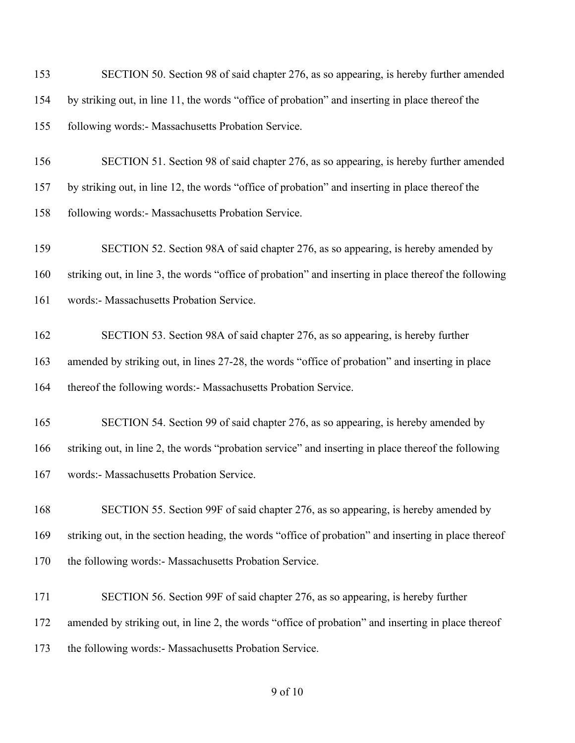SECTION 50. Section 98 of said chapter 276, as so appearing, is hereby further amended by striking out, in line 11, the words "office of probation" and inserting in place thereof the following words:- Massachusetts Probation Service.

SECTION 51. Section 98 of said chapter 276, as so appearing, is hereby further amended by striking out, in line 12, the words "office of probation" and inserting in place thereof the following words:- Massachusetts Probation Service.

SECTION 52. Section 98A of said chapter 276, as so appearing, is hereby amended by striking out, in line 3, the words "office of probation" and inserting in place thereof the following words:- Massachusetts Probation Service.

SECTION 53. Section 98A of said chapter 276, as so appearing, is hereby further amended by striking out, in lines 27-28, the words "office of probation" and inserting in place thereof the following words:- Massachusetts Probation Service.

SECTION 54. Section 99 of said chapter 276, as so appearing, is hereby amended by striking out, in line 2, the words "probation service" and inserting in place thereof the following words:- Massachusetts Probation Service.

SECTION 55. Section 99F of said chapter 276, as so appearing, is hereby amended by striking out, in the section heading, the words "office of probation" and inserting in place thereof the following words:- Massachusetts Probation Service.

SECTION 56. Section 99F of said chapter 276, as so appearing, is hereby further amended by striking out, in line 2, the words "office of probation" and inserting in place thereof the following words:- Massachusetts Probation Service.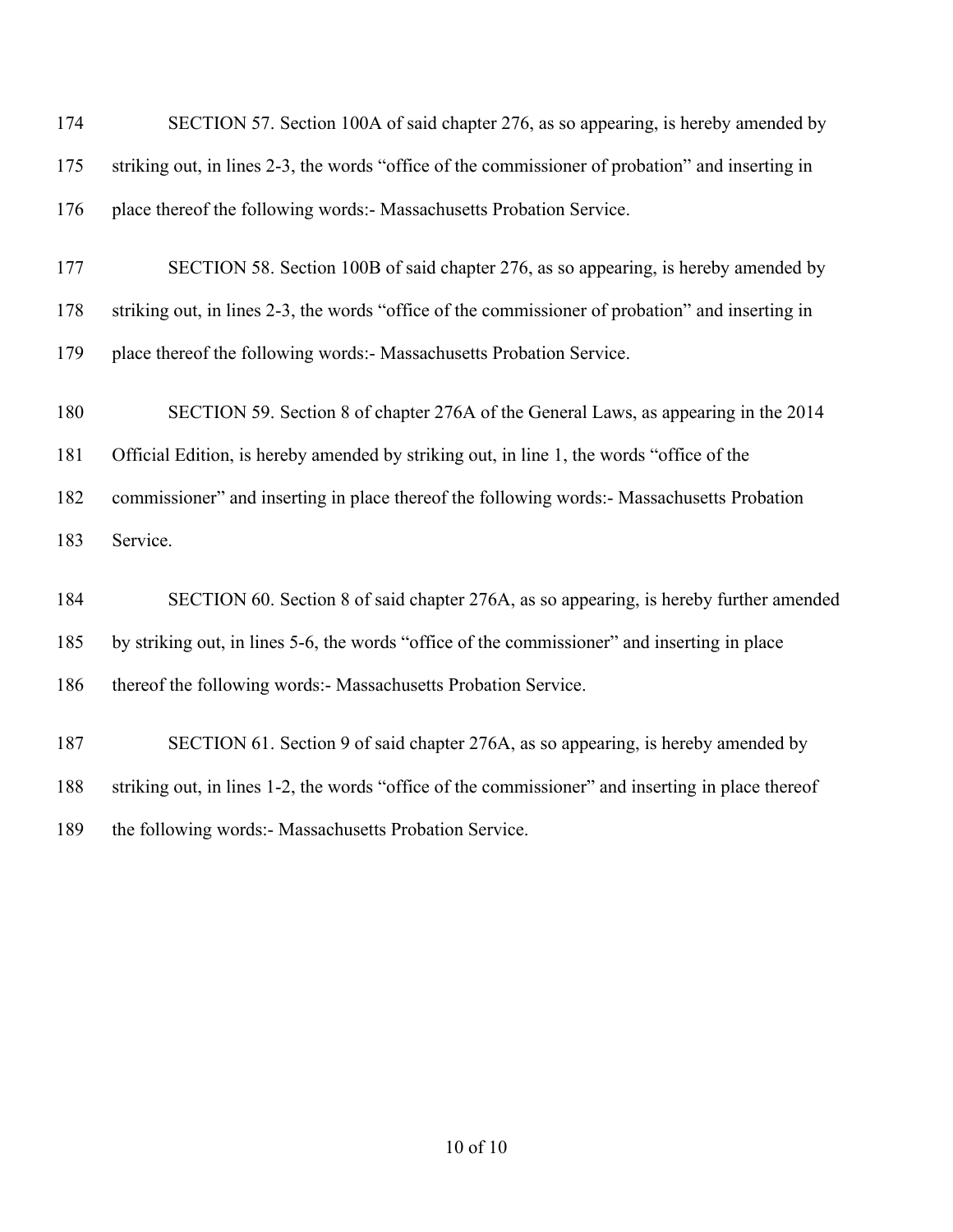SECTION 57. Section 100A of said chapter 276, as so appearing, is hereby amended by striking out, in lines 2-3, the words "office of the commissioner of probation" and inserting in place thereof the following words:- Massachusetts Probation Service.

SECTION 58. Section 100B of said chapter 276, as so appearing, is hereby amended by striking out, in lines 2-3, the words "office of the commissioner of probation" and inserting in place thereof the following words:- Massachusetts Probation Service.

SECTION 59. Section 8 of chapter 276A of the General Laws, as appearing in the 2014 Official Edition, is hereby amended by striking out, in line 1, the words "office of the commissioner" and inserting in place thereof the following words:- Massachusetts Probation Service.

SECTION 60. Section 8 of said chapter 276A, as so appearing, is hereby further amended by striking out, in lines 5-6, the words "office of the commissioner" and inserting in place thereof the following words:- Massachusetts Probation Service.

SECTION 61. Section 9 of said chapter 276A, as so appearing, is hereby amended by striking out, in lines 1-2, the words "office of the commissioner" and inserting in place thereof the following words:- Massachusetts Probation Service.